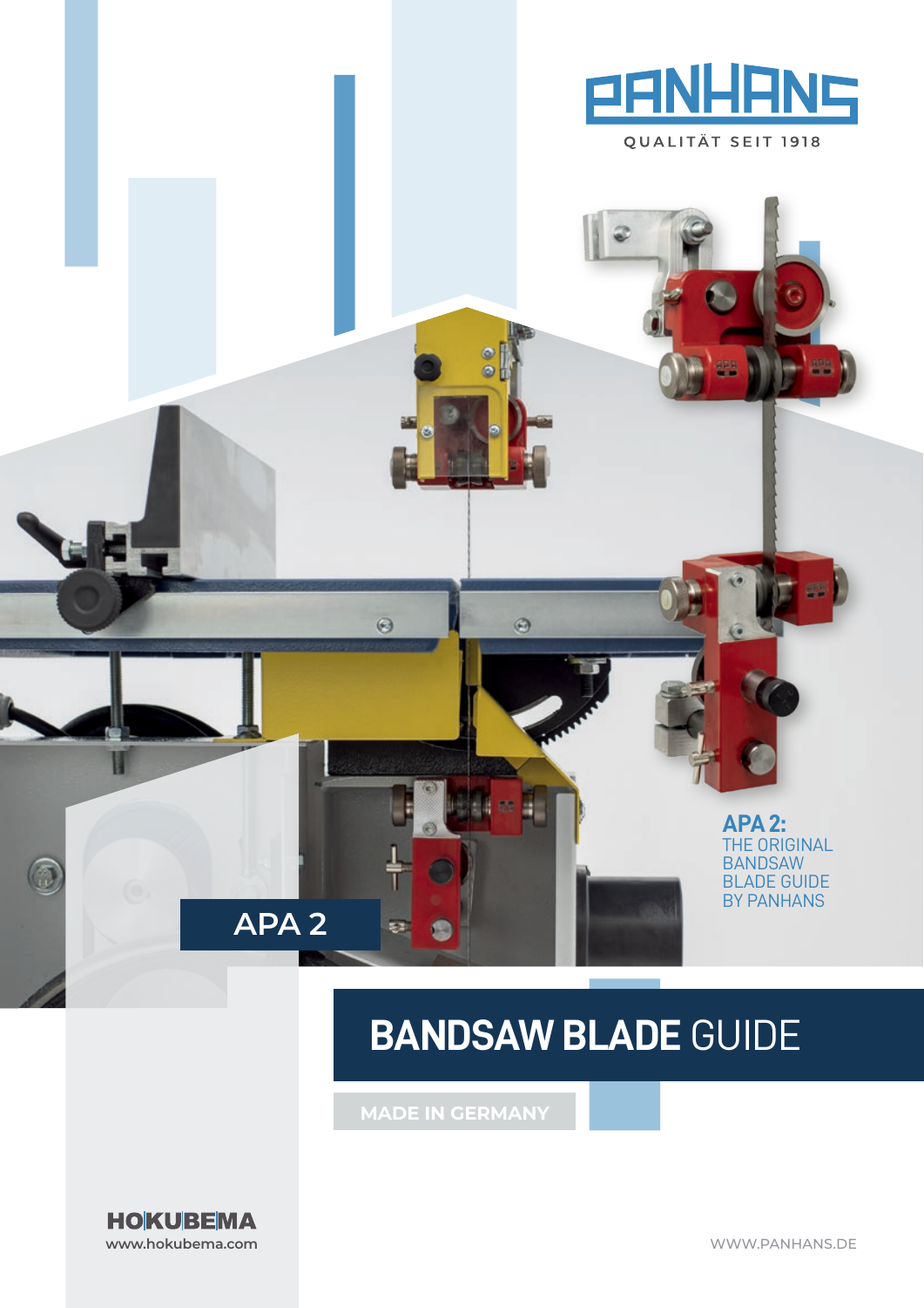PANHANS

QUALITÄT SEIT 1918

**APA 2:**
THE ORIGINAL
BANDSAW
BLADE GUIDE
BY PANHANS

APA 2

# **BANDSAW BLADE** GUIDE

MADE IN GERMANY

HOKUBEMA
www.hokubema.com

WWW.PANHANS.DE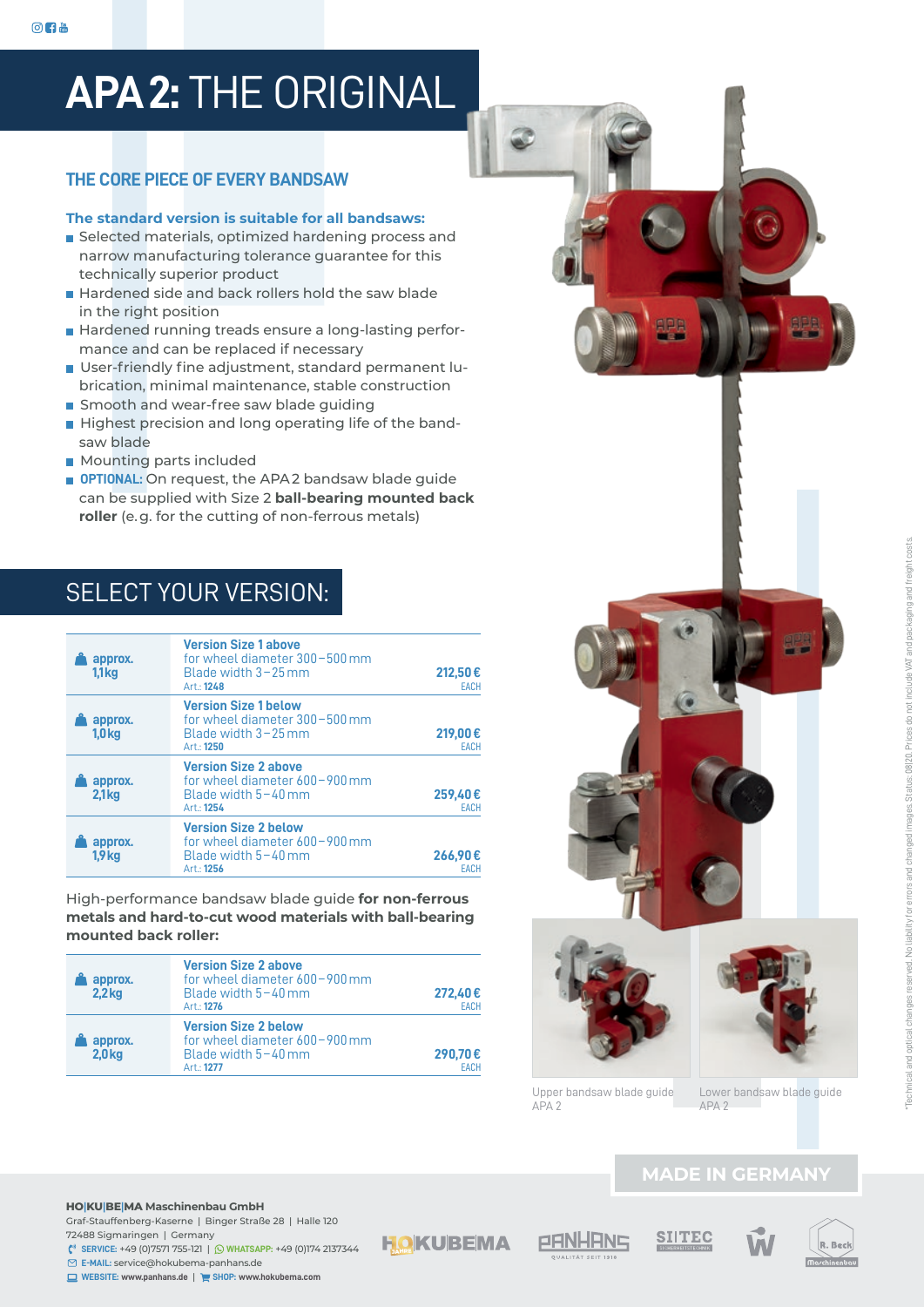# APA 2: THE ORIGINAL

## THE CORE PIECE OF EVERY BANDSAW

**The standard version is suitable for all bandsaws:**

- Selected materials, optimized hardening process and narrow manufacturing tolerance guarantee for this technically superior product
- Hardened side and back rollers hold the saw blade in the right position
- Hardened running treads ensure a long-lasting performance and can be replaced if necessary
- User-friendly fine adjustment, standard permanent lubrication, minimal maintenance, stable construction
- Smooth and wear-free saw blade guiding
- Highest precision and long operating life of the bandsaw blade
- Mounting parts included
- **OPTIONAL:** On request, the APA 2 bandsaw blade guide can be supplied with Size 2 **ball-bearing mounted back roller** (e.g. for the cutting of non-ferrous metals)

## SELECT YOUR VERSION:

| | | |
|---|---|---|
| approx. 1,1kg | **Version Size 1 above**<br>for wheel diameter 300–500 mm<br>Blade width 3–25 mm<br>Art.: **1248** | **212,50 €**<br>EACH |
| approx. 1,0kg | **Version Size 1 below**<br>for wheel diameter 300–500 mm<br>Blade width 3–25 mm<br>Art.: **1250** | **219,00 €**<br>EACH |
| approx. 2,1kg | **Version Size 2 above**<br>for wheel diameter 600–900 mm<br>Blade width 5–40 mm<br>Art.: **1254** | **259,40 €**<br>EACH |
| approx. 1,9kg | **Version Size 2 below**<br>for wheel diameter 600–900 mm<br>Blade width 5–40 mm<br>Art.: **1256** | **266,90 €**<br>EACH |

High-performance bandsaw blade guide **for non-ferrous metals and hard-to-cut wood materials with ball-bearing mounted back roller:**

| | | |
|---|---|---|
| approx. 2,2kg | **Version Size 2 above**<br>for wheel diameter 600–900 mm<br>Blade width 5–40 mm<br>Art.: **1276** | **272,40 €**<br>EACH |
| approx. 2,0kg | **Version Size 2 below**<br>for wheel diameter 600–900 mm<br>Blade width 5–40 mm<br>Art.: **1277** | **290,70 €**<br>EACH |

Upper bandsaw blade guide APA 2

Lower bandsaw blade guide APA 2

MADE IN GERMANY

*Technical and optical changes reserved. No liability for errors and changed images. Status: 08|20. Prices do not include VAT and packaging and freight costs.

**HO|KU|BE|MA Maschinenbau GmbH**
Graf-Stauffenberg-Kaserne | Binger Straße 28 | Halle 120
72488 Sigmaringen | Germany
**SERVICE:** +49 (0)7571 755-121 | **WHATSAPP:** +49 (0)174 2137344
**E-MAIL:** service@hokubema-panhans.de
**WEBSITE:** www.panhans.de | **SHOP:** www.hokubema.com